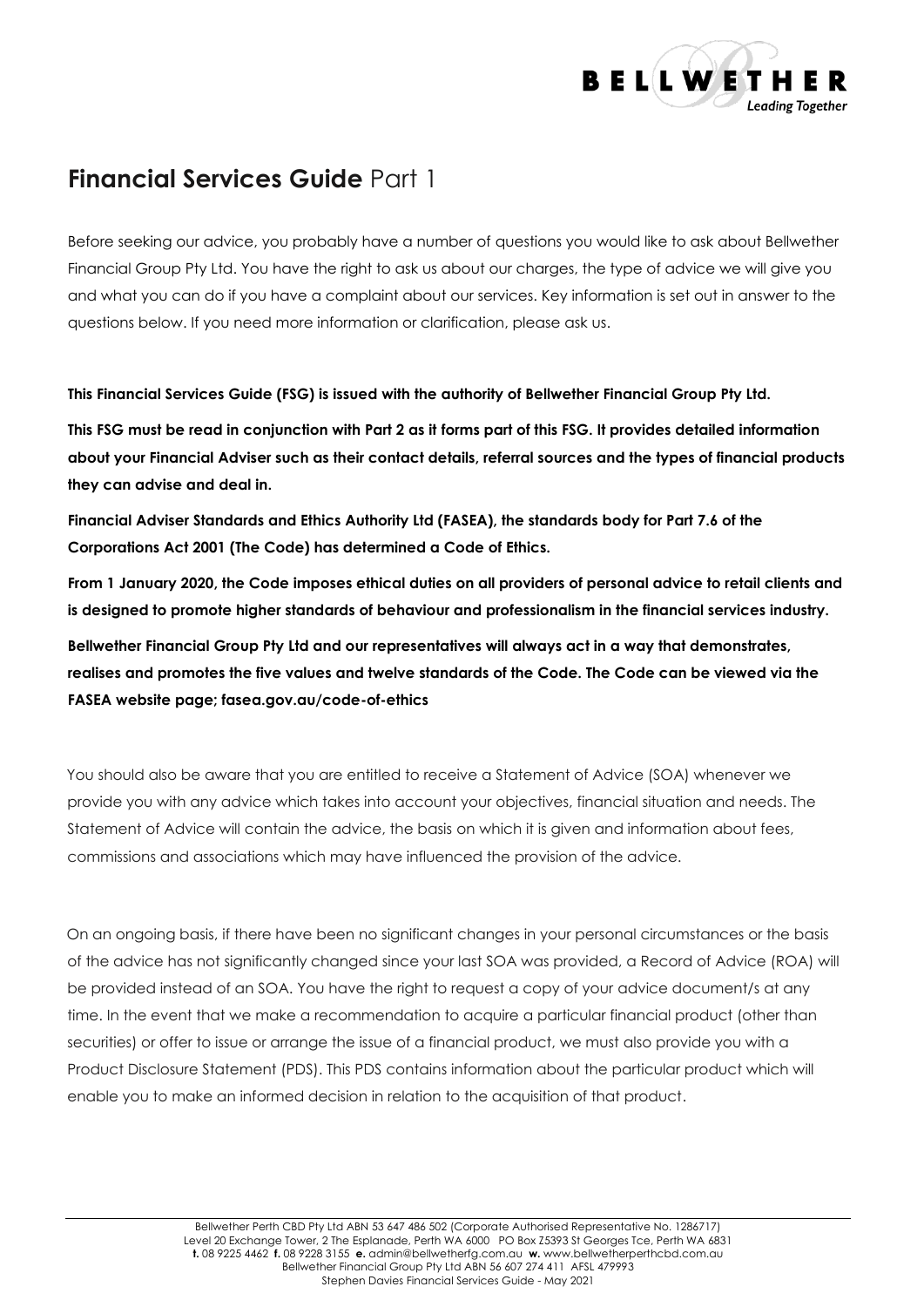# **Financial Services Guide** Part 1

Before seeking our advice, you probably have a number of questions you would like to ask about Bellwether Financial Group Pty Ltd. You have the right to ask us about our charges, the type of advice we will give you and what you can do if you have a complaint about our services. Key information is set out in answer to the questions below. If you need more information or clarification, please ask us.

**This Financial Services Guide (FSG) is issued with the authority of Bellwether Financial Group Pty Ltd.**

**This FSG must be read in conjunction with Part 2 as it forms part of this FSG. It provides detailed information about your Financial Adviser such as their contact details, referral sources and the types of financial products they can advise and deal in.**

**Financial Adviser Standards and Ethics Authority Ltd (FASEA), the standards body for Part 7.6 of the Corporations Act 2001 (The Code) has determined a Code of Ethics.**

**From 1 January 2020, the Code imposes ethical duties on all providers of personal advice to retail clients and is designed to promote higher standards of behaviour and professionalism in the financial services industry.**

**Bellwether Financial Group Pty Ltd and our representatives will always act in a way that demonstrates, realises and promotes the five values and twelve standards of the Code. The Code can be viewed via the FASEA website page; fasea.gov.au/code-of-ethics**

You should also be aware that you are entitled to receive a Statement of Advice (SOA) whenever we provide you with any advice which takes into account your objectives, financial situation and needs. The Statement of Advice will contain the advice, the basis on which it is given and information about fees, commissions and associations which may have influenced the provision of the advice.

On an ongoing basis, if there have been no significant changes in your personal circumstances or the basis of the advice has not significantly changed since your last SOA was provided, a Record of Advice (ROA) will be provided instead of an SOA. You have the right to request a copy of your advice document/s at any time. In the event that we make a recommendation to acquire a particular financial product (other than securities) or offer to issue or arrange the issue of a financial product, we must also provide you with a Product Disclosure Statement (PDS). This PDS contains information about the particular product which will enable you to make an informed decision in relation to the acquisition of that product.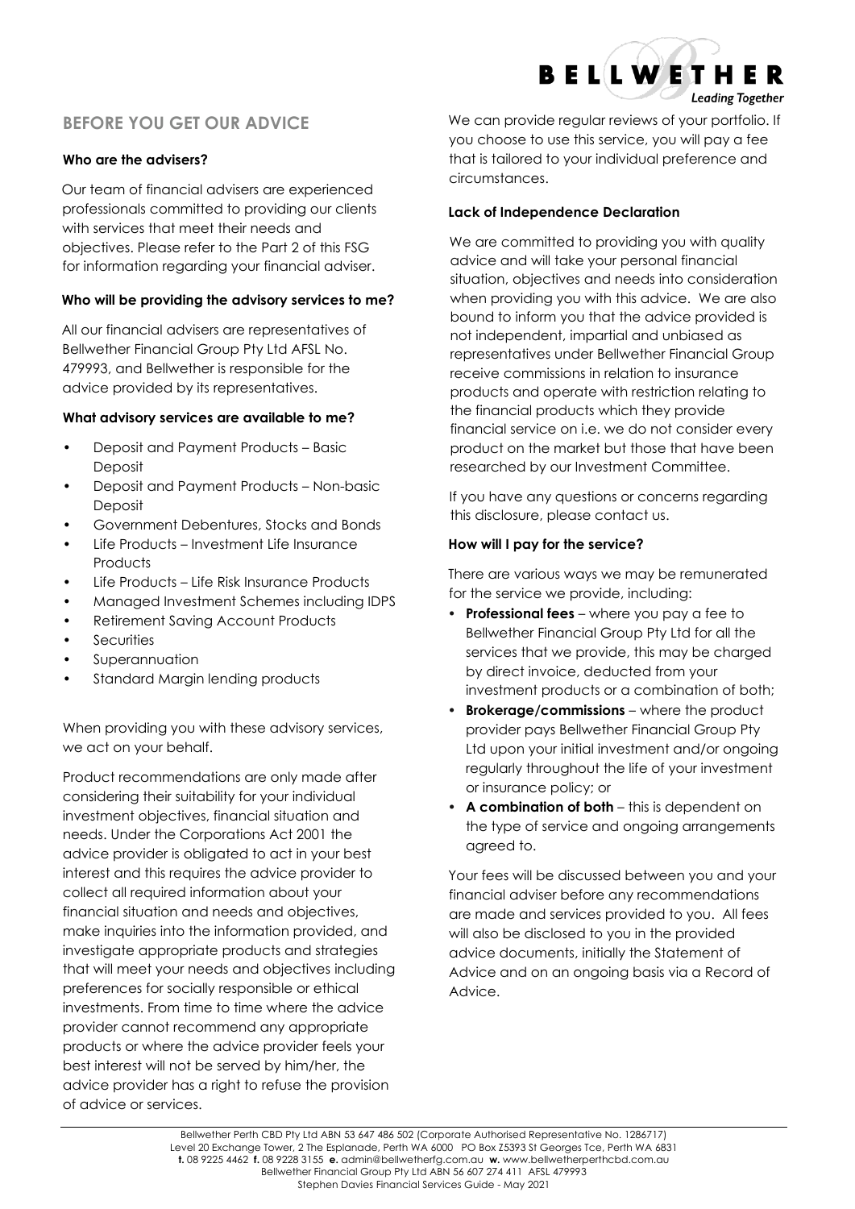## BEFORE YOU GET OUR ADVICE

### Who are the advisers?

Our team of financial advisers are experienced professionals committed to providing our clients with services that meet their needs and objectives. Please refer to the Part 2 of this FSG for information regarding your financial adviser.

### Who will be providing the advisory services to me?

All our financial advisers are representatives of Bellwether Financial Group Pty Ltd AFSL No. 479993, and Bellwether is responsible for the advice provided by its representatives.

### What advisory services are available to me?

- Deposit and Payment Products – Basic Deposit
- Deposit and Payment Products – Non-basic Deposit
- Government Debentures, Stocks and Bonds
- Life Products – Investment Life Insurance Products
- Life Products – Life Risk Insurance Products
- Managed Investment Schemes including IDPS
- Retirement Saving Account Products
- Securities
- Superannuation
- Standard Margin lending products

When providing you with these advisory services, we act on your behalf.

Product recommendations are only made after considering their suitability for your individual investment objectives, financial situation and needs. Under the Corporations Act 2001 the advice provider is obligated to act in your best interest and this requires the advice provider to collect all required information about your financial situation and needs and objectives, make inquiries into the information provided, and investigate appropriate products and strategies that will meet your needs and objectives including preferences for socially responsible or ethical investments. From time to time where the advice provider cannot recommend any appropriate products or where the advice provider feels your best interest will not be served by him/her, the advice provider has a right to refuse the provision of advice or services.

We can provide regular reviews of your portfolio. If you choose to use this service, you will pay a fee that is tailored to your individual preference and circumstances.

### Lack of Independence Declaration

We are committed to providing you with quality advice and will take your personal financial situation, objectives and needs into consideration when providing you with this advice. We are also bound to inform you that the advice provided is not independent, impartial and unbiased as representatives under Bellwether Financial Group receive commissions in relation to insurance products and operate with restriction relating to the financial products which they provide financial service on i.e. we do not consider every product on the market but those that have been researched by our Investment Committee.

If you have any questions or concerns regarding this disclosure, please contact us.

### How will I pay for the service?

There are various ways we may be remunerated for the service we provide, including:

- **Professional fees** – where you pay a fee to Bellwether Financial Group Pty Ltd for all the services that we provide, this may be charged by direct invoice, deducted from your investment products or a combination of both;
- **Brokerage/commissions** – where the product provider pays Bellwether Financial Group Pty Ltd upon your initial investment and/or ongoing regularly throughout the life of your investment or insurance policy; or
- **A combination of both** – this is dependent on the type of service and ongoing arrangements agreed to.

Your fees will be discussed between you and your financial adviser before any recommendations are made and services provided to you. All fees will also be disclosed to you in the provided advice documents, initially the Statement of Advice and on an ongoing basis via a Record of Advice.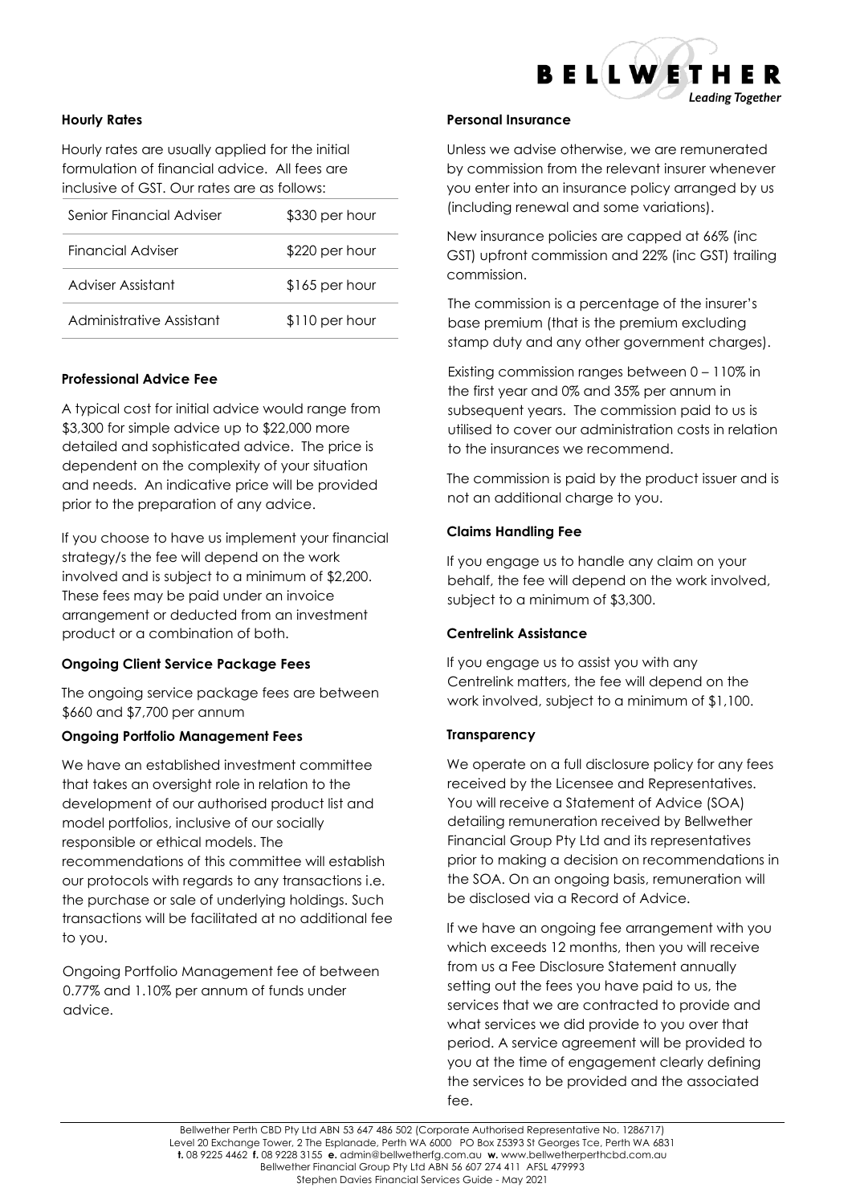### Hourly Rates

Hourly rates are usually applied for the initial formulation of financial advice. All fees are inclusive of GST. Our rates are as follows:

| | |
|---|---|
| Senior Financial Adviser | $330 per hour |
| Financial Adviser | $220 per hour |
| Adviser Assistant | $165 per hour |
| Administrative Assistant | $110 per hour |

### Professional Advice Fee

A typical cost for initial advice would range from $3,300 for simple advice up to $22,000 more detailed and sophisticated advice. The price is dependent on the complexity of your situation and needs. An indicative price will be provided prior to the preparation of any advice.

If you choose to have us implement your financial strategy/s the fee will depend on the work involved and is subject to a minimum of $2,200. These fees may be paid under an invoice arrangement or deducted from an investment product or a combination of both.

### Ongoing Client Service Package Fees

The ongoing service package fees are between $660 and $7,700 per annum

### Ongoing Portfolio Management Fees

We have an established investment committee that takes an oversight role in relation to the development of our authorised product list and model portfolios, inclusive of our socially responsible or ethical models. The recommendations of this committee will establish our protocols with regards to any transactions i.e. the purchase or sale of underlying holdings. Such transactions will be facilitated at no additional fee to you.

Ongoing Portfolio Management fee of between 0.77% and 1.10% per annum of funds under advice.

### Personal Insurance

Unless we advise otherwise, we are remunerated by commission from the relevant insurer whenever you enter into an insurance policy arranged by us (including renewal and some variations).

New insurance policies are capped at 66% (inc GST) upfront commission and 22% (inc GST) trailing commission.

The commission is a percentage of the insurer's base premium (that is the premium excluding stamp duty and any other government charges).

Existing commission ranges between 0 – 110% in the first year and 0% and 35% per annum in subsequent years. The commission paid to us is utilised to cover our administration costs in relation to the insurances we recommend.

The commission is paid by the product issuer and is not an additional charge to you.

### Claims Handling Fee

If you engage us to handle any claim on your behalf, the fee will depend on the work involved, subject to a minimum of $3,300.

### Centrelink Assistance

If you engage us to assist you with any Centrelink matters, the fee will depend on the work involved, subject to a minimum of $1,100.

### Transparency

We operate on a full disclosure policy for any fees received by the Licensee and Representatives. You will receive a Statement of Advice (SOA) detailing remuneration received by Bellwether Financial Group Pty Ltd and its representatives prior to making a decision on recommendations in the SOA. On an ongoing basis, remuneration will be disclosed via a Record of Advice.

If we have an ongoing fee arrangement with you which exceeds 12 months, then you will receive from us a Fee Disclosure Statement annually setting out the fees you have paid to us, the services that we are contracted to provide and what services we did provide to you over that period. A service agreement will be provided to you at the time of engagement clearly defining the services to be provided and the associated fee.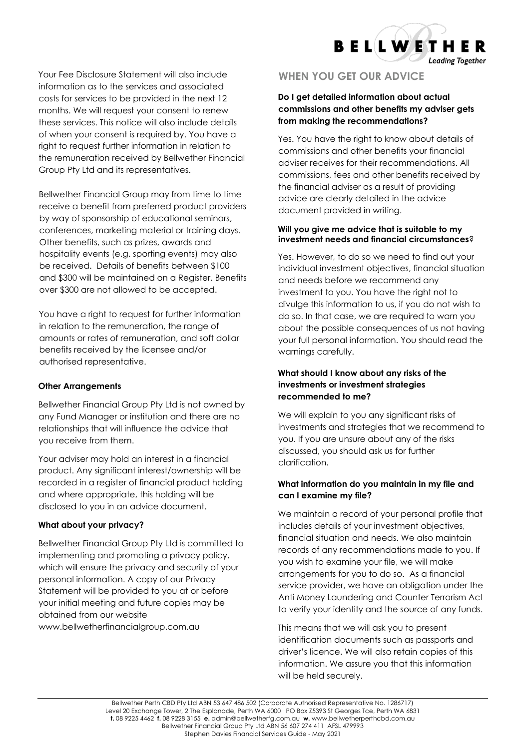Your Fee Disclosure Statement will also include information as to the services and associated costs for services to be provided in the next 12 months. We will request your consent to renew these services. This notice will also include details of when your consent is required by. You have a right to request further information in relation to the remuneration received by Bellwether Financial Group Pty Ltd and its representatives.

Bellwether Financial Group may from time to time receive a benefit from preferred product providers by way of sponsorship of educational seminars, conferences, marketing material or training days. Other benefits, such as prizes, awards and hospitality events (e.g. sporting events) may also be received. Details of benefits between $100 and $300 will be maintained on a Register. Benefits over $300 are not allowed to be accepted.

You have a right to request for further information in relation to the remuneration, the range of amounts or rates of remuneration, and soft dollar benefits received by the licensee and/or authorised representative.

#### Other Arrangements

Bellwether Financial Group Pty Ltd is not owned by any Fund Manager or institution and there are no relationships that will influence the advice that you receive from them.

Your adviser may hold an interest in a financial product. Any significant interest/ownership will be recorded in a register of financial product holding and where appropriate, this holding will be disclosed to you in an advice document.

#### What about your privacy?

Bellwether Financial Group Pty Ltd is committed to implementing and promoting a privacy policy, which will ensure the privacy and security of your personal information. A copy of our Privacy Statement will be provided to you at or before your initial meeting and future copies may be obtained from our website www.bellwetherfinancialgroup.com.au

## WHEN YOU GET OUR ADVICE

#### Do I get detailed information about actual commissions and other benefits my adviser gets from making the recommendations?

Yes. You have the right to know about details of commissions and other benefits your financial adviser receives for their recommendations. All commissions, fees and other benefits received by the financial adviser as a result of providing advice are clearly detailed in the advice document provided in writing.

#### Will you give me advice that is suitable to my investment needs and financial circumstances?

Yes. However, to do so we need to find out your individual investment objectives, financial situation and needs before we recommend any investment to you. You have the right not to divulge this information to us, if you do not wish to do so. In that case, we are required to warn you about the possible consequences of us not having your full personal information. You should read the warnings carefully.

#### What should I know about any risks of the investments or investment strategies recommended to me?

We will explain to you any significant risks of investments and strategies that we recommend to you. If you are unsure about any of the risks discussed, you should ask us for further clarification.

#### What information do you maintain in my file and can I examine my file?

We maintain a record of your personal profile that includes details of your investment objectives, financial situation and needs. We also maintain records of any recommendations made to you. If you wish to examine your file, we will make arrangements for you to do so. As a financial service provider, we have an obligation under the Anti Money Laundering and Counter Terrorism Act to verify your identity and the source of any funds.

This means that we will ask you to present identification documents such as passports and driver's licence. We will also retain copies of this information. We assure you that this information will be held securely.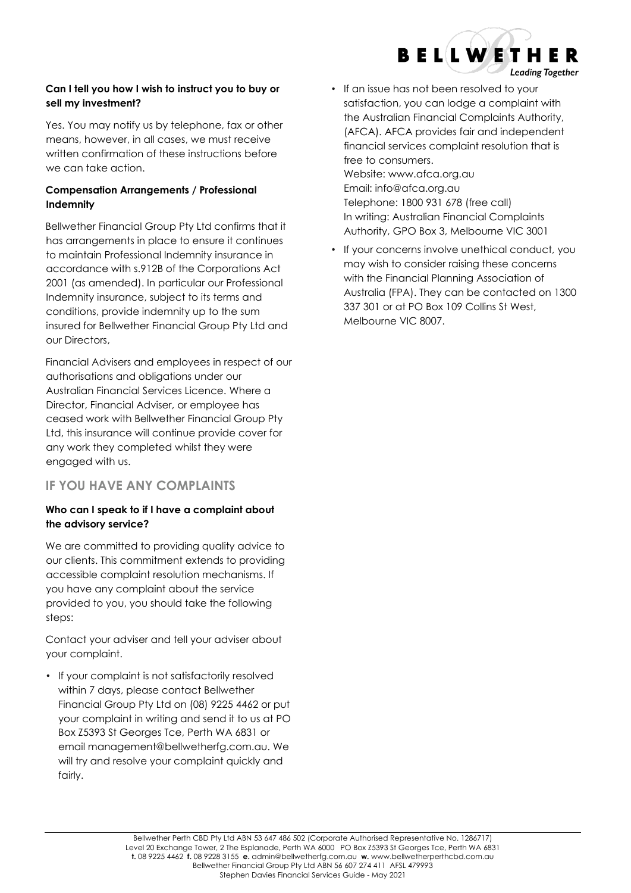### Can I tell you how I wish to instruct you to buy or sell my investment?

Yes. You may notify us by telephone, fax or other means, however, in all cases, we must receive written confirmation of these instructions before we can take action.

### Compensation Arrangements / Professional Indemnity

Bellwether Financial Group Pty Ltd confirms that it has arrangements in place to ensure it continues to maintain Professional Indemnity insurance in accordance with s.912B of the Corporations Act 2001 (as amended). In particular our Professional Indemnity insurance, subject to its terms and conditions, provide indemnity up to the sum insured for Bellwether Financial Group Pty Ltd and our Directors,

Financial Advisers and employees in respect of our authorisations and obligations under our Australian Financial Services Licence. Where a Director, Financial Adviser, or employee has ceased work with Bellwether Financial Group Pty Ltd, this insurance will continue provide cover for any work they completed whilst they were engaged with us.

## IF YOU HAVE ANY COMPLAINTS

### Who can I speak to if I have a complaint about the advisory service?

We are committed to providing quality advice to our clients. This commitment extends to providing accessible complaint resolution mechanisms. If you have any complaint about the service provided to you, you should take the following steps:

Contact your adviser and tell your adviser about your complaint.

- If your complaint is not satisfactorily resolved within 7 days, please contact Bellwether Financial Group Pty Ltd on (08) 9225 4462 or put your complaint in writing and send it to us at PO Box Z5393 St Georges Tce, Perth WA 6831 or email management@bellwetherfg.com.au. We will try and resolve your complaint quickly and fairly.
- If an issue has not been resolved to your satisfaction, you can lodge a complaint with the Australian Financial Complaints Authority, (AFCA). AFCA provides fair and independent financial services complaint resolution that is free to consumers.
  Website: www.afca.org.au
  Email: info@afca.org.au
  Telephone: 1800 931 678 (free call)
  In writing: Australian Financial Complaints Authority, GPO Box 3, Melbourne VIC 3001
- If your concerns involve unethical conduct, you may wish to consider raising these concerns with the Financial Planning Association of Australia (FPA). They can be contacted on 1300 337 301 or at PO Box 109 Collins St West, Melbourne VIC 8007.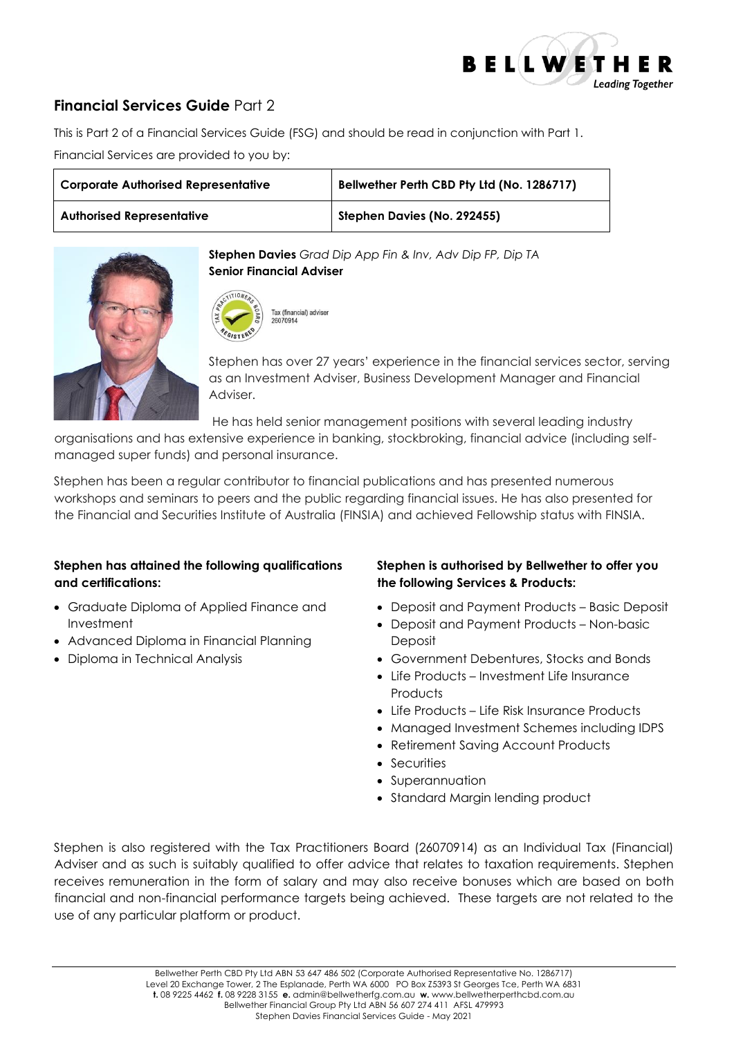# **Financial Services Guide** Part 2

This is Part 2 of a Financial Services Guide (FSG) and should be read in conjunction with Part 1.

Financial Services are provided to you by:

| | |
|---|---|
| **Corporate Authorised Representative** | **Bellwether Perth CBD Pty Ltd (No. 1286717)** |
| **Authorised Representative** | **Stephen Davies (No. 292455)** |

**Stephen Davies** *Grad Dip App Fin & Inv, Adv Dip FP, Dip TA*
**Senior Financial Adviser**

Tax (financial) adviser
26070914

Stephen has over 27 years' experience in the financial services sector, serving as an Investment Adviser, Business Development Manager and Financial Adviser.

He has held senior management positions with several leading industry organisations and has extensive experience in banking, stockbroking, financial advice (including self-managed super funds) and personal insurance.

Stephen has been a regular contributor to financial publications and has presented numerous workshops and seminars to peers and the public regarding financial issues. He has also presented for the Financial and Securities Institute of Australia (FINSIA) and achieved Fellowship status with FINSIA.

**Stephen has attained the following qualifications and certifications:**

- Graduate Diploma of Applied Finance and Investment
- Advanced Diploma in Financial Planning
- Diploma in Technical Analysis

**Stephen is authorised by Bellwether to offer you the following Services & Products:**

- Deposit and Payment Products – Basic Deposit
- Deposit and Payment Products – Non-basic Deposit
- Government Debentures, Stocks and Bonds
- Life Products – Investment Life Insurance Products
- Life Products – Life Risk Insurance Products
- Managed Investment Schemes including IDPS
- Retirement Saving Account Products
- Securities
- Superannuation
- Standard Margin lending product

Stephen is also registered with the Tax Practitioners Board (26070914) as an Individual Tax (Financial) Adviser and as such is suitably qualified to offer advice that relates to taxation requirements. Stephen receives remuneration in the form of salary and may also receive bonuses which are based on both financial and non-financial performance targets being achieved. These targets are not related to the use of any particular platform or product.

Bellwether Perth CBD Pty Ltd ABN 53 647 486 502 (Corporate Authorised Representative No. 1286717)
Level 20 Exchange Tower, 2 The Esplanade, Perth WA 6000 PO Box Z5393 St Georges Tce, Perth WA 6831
**t.** 08 9225 4462 **f.** 08 9228 3155 **e.** admin@bellwetherfg.com.au **w.** www.bellwetherperthcbd.com.au
Bellwether Financial Group Pty Ltd ABN 56 607 274 411 AFSL 479993
Stephen Davies Financial Services Guide - May 2021